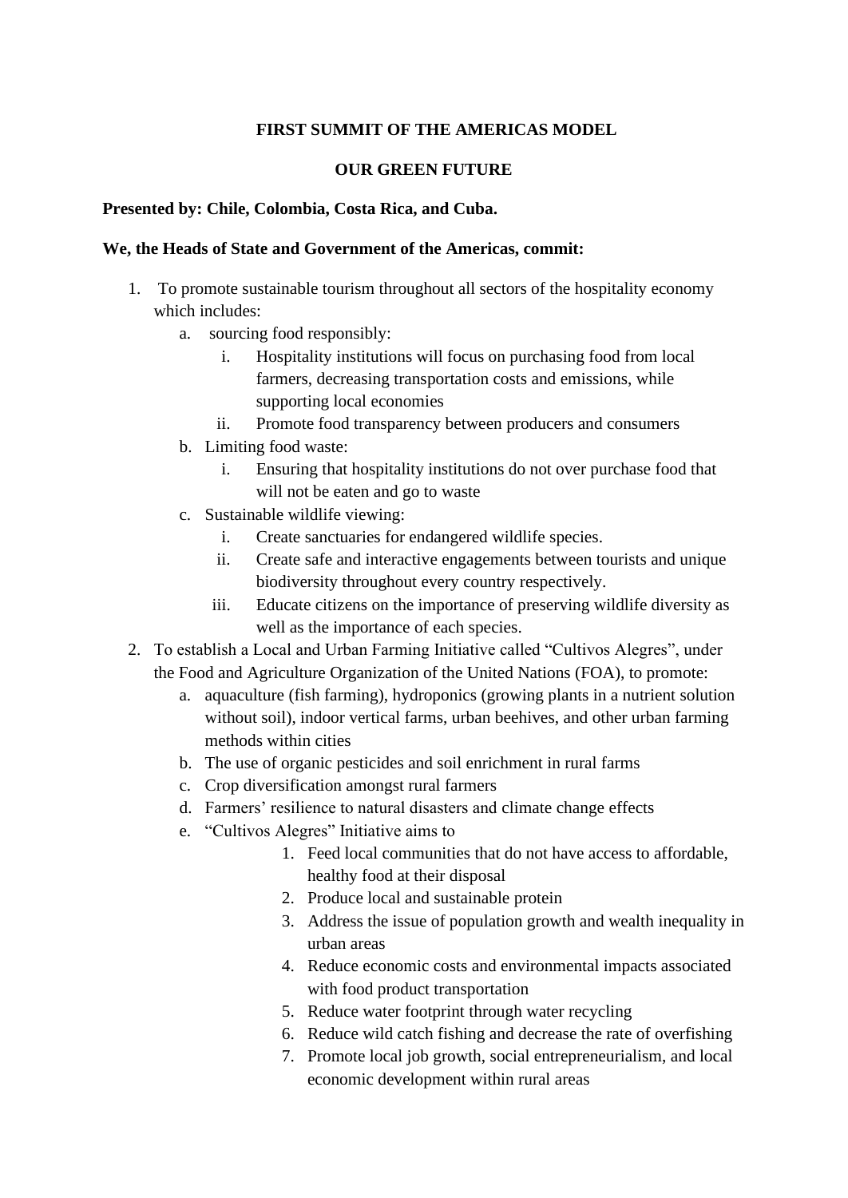**FIRST SUMMIT OF THE AMERICAS MODEL**

**OUR GREEN FUTURE**

**Presented by: Chile, Colombia, Costa Rica, and Cuba.**

**We, the Heads of State and Government of the Americas, commit:**

1. To promote sustainable tourism throughout all sectors of the hospitality economy which includes:
    a. sourcing food responsibly:
        i. Hospitality institutions will focus on purchasing food from local farmers, decreasing transportation costs and emissions, while supporting local economies
        ii. Promote food transparency between producers and consumers
    b. Limiting food waste:
        i. Ensuring that hospitality institutions do not over purchase food that will not be eaten and go to waste
    c. Sustainable wildlife viewing:
        i. Create sanctuaries for endangered wildlife species.
        ii. Create safe and interactive engagements between tourists and unique biodiversity throughout every country respectively.
        iii. Educate citizens on the importance of preserving wildlife diversity as well as the importance of each species.
2. To establish a Local and Urban Farming Initiative called "Cultivos Alegres", under the Food and Agriculture Organization of the United Nations (FOA), to promote:
    a. aquaculture (fish farming), hydroponics (growing plants in a nutrient solution without soil), indoor vertical farms, urban beehives, and other urban farming methods within cities
    b. The use of organic pesticides and soil enrichment in rural farms
    c. Crop diversification amongst rural farmers
    d. Farmers' resilience to natural disasters and climate change effects
    e. "Cultivos Alegres" Initiative aims to
        1. Feed local communities that do not have access to affordable, healthy food at their disposal
        2. Produce local and sustainable protein
        3. Address the issue of population growth and wealth inequality in urban areas
        4. Reduce economic costs and environmental impacts associated with food product transportation
        5. Reduce water footprint through water recycling
        6. Reduce wild catch fishing and decrease the rate of overfishing
        7. Promote local job growth, social entrepreneurialism, and local economic development within rural areas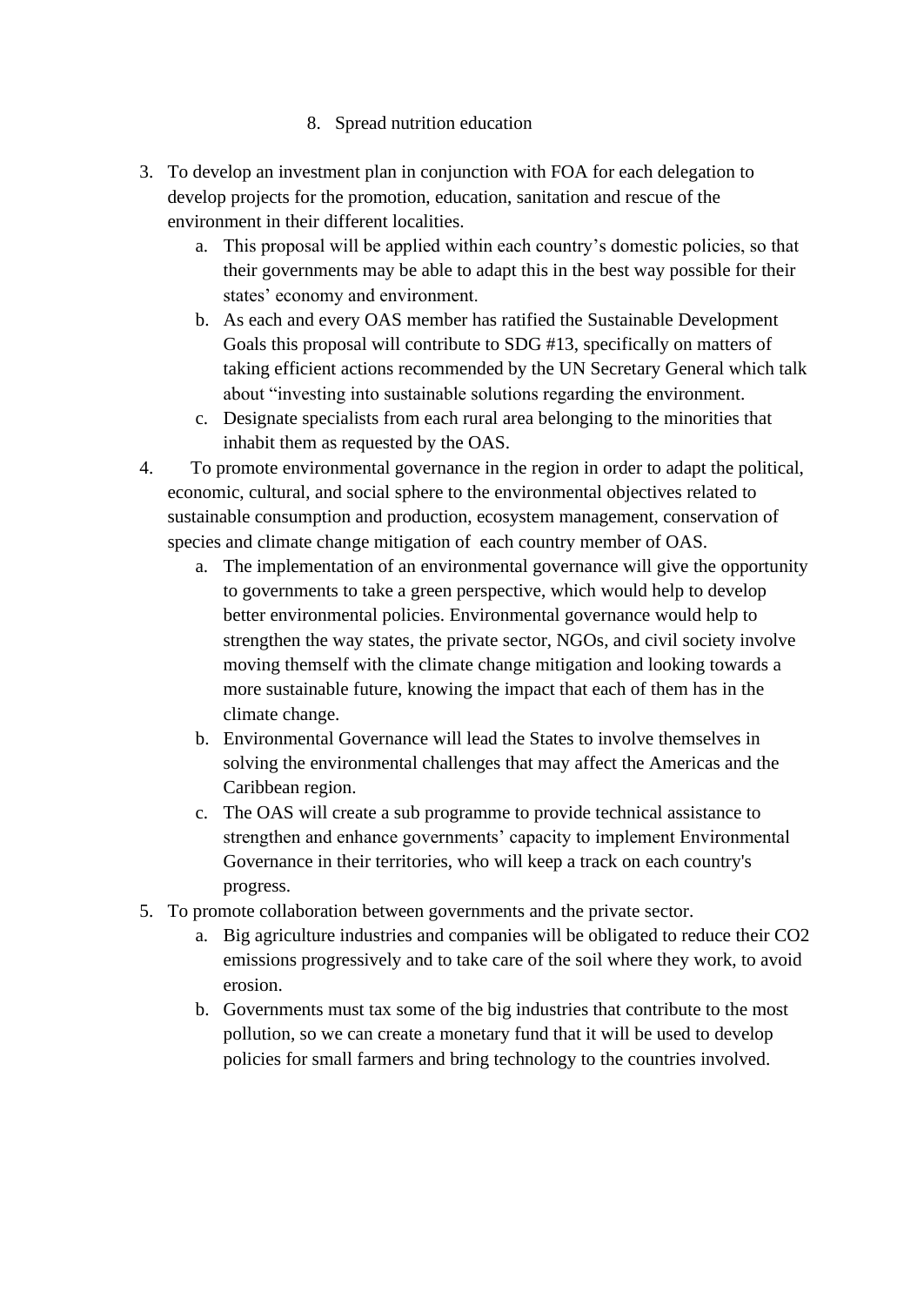8. Spread nutrition education

3. To develop an investment plan in conjunction with FOA for each delegation to develop projects for the promotion, education, sanitation and rescue of the environment in their different localities.
    a. This proposal will be applied within each country's domestic policies, so that their governments may be able to adapt this in the best way possible for their states' economy and environment.
    b. As each and every OAS member has ratified the Sustainable Development Goals this proposal will contribute to SDG #13, specifically on matters of taking efficient actions recommended by the UN Secretary General which talk about "investing into sustainable solutions regarding the environment.
    c. Designate specialists from each rural area belonging to the minorities that inhabit them as requested by the OAS.
4. To promote environmental governance in the region in order to adapt the political, economic, cultural, and social sphere to the environmental objectives related to sustainable consumption and production, ecosystem management, conservation of species and climate change mitigation of each country member of OAS.
    a. The implementation of an environmental governance will give the opportunity to governments to take a green perspective, which would help to develop better environmental policies. Environmental governance would help to strengthen the way states, the private sector, NGOs, and civil society involve moving themself with the climate change mitigation and looking towards a more sustainable future, knowing the impact that each of them has in the climate change.
    b. Environmental Governance will lead the States to involve themselves in solving the environmental challenges that may affect the Americas and the Caribbean region.
    c. The OAS will create a sub programme to provide technical assistance to strengthen and enhance governments' capacity to implement Environmental Governance in their territories, who will keep a track on each country's progress.
5. To promote collaboration between governments and the private sector.
    a. Big agriculture industries and companies will be obligated to reduce their $CO_2$ emissions progressively and to take care of the soil where they work, to avoid erosion.
    b. Governments must tax some of the big industries that contribute to the most pollution, so we can create a monetary fund that it will be used to develop policies for small farmers and bring technology to the countries involved.